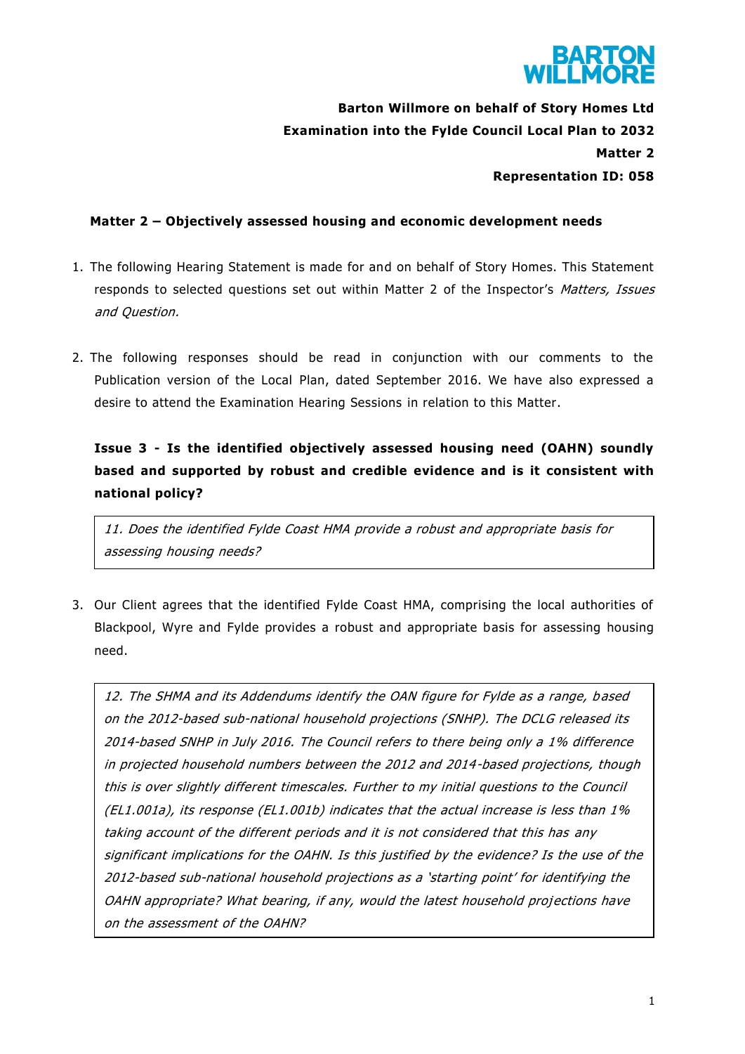**Barton Willmore on behalf of Story Homes Ltd**
**Examination into the Fylde Council Local Plan to 2032**
**Matter 2**
**Representation ID: 058**

## Matter 2 – Objectively assessed housing and economic development needs

1. The following Hearing Statement is made for and on behalf of Story Homes. This Statement responds to selected questions set out within Matter 2 of the Inspector's *Matters, Issues and Question.*

2. The following responses should be read in conjunction with our comments to the Publication version of the Local Plan, dated September 2016. We have also expressed a desire to attend the Examination Hearing Sessions in relation to this Matter.

### Issue 3 - Is the identified objectively assessed housing need (OAHN) soundly based and supported by robust and credible evidence and is it consistent with national policy?

> *11. Does the identified Fylde Coast HMA provide a robust and appropriate basis for assessing housing needs?*

3. Our Client agrees that the identified Fylde Coast HMA, comprising the local authorities of Blackpool, Wyre and Fylde provides a robust and appropriate basis for assessing housing need.

> *12. The SHMA and its Addendums identify the OAN figure for Fylde as a range, based on the 2012-based sub-national household projections (SNHP). The DCLG released its 2014-based SNHP in July 2016. The Council refers to there being only a 1% difference in projected household numbers between the 2012 and 2014-based projections, though this is over slightly different timescales. Further to my initial questions to the Council (EL1.001a), its response (EL1.001b) indicates that the actual increase is less than 1% taking account of the different periods and it is not considered that this has any significant implications for the OAHN. Is this justified by the evidence? Is the use of the 2012-based sub-national household projections as a 'starting point' for identifying the OAHN appropriate? What bearing, if any, would the latest household projections have on the assessment of the OAHN?*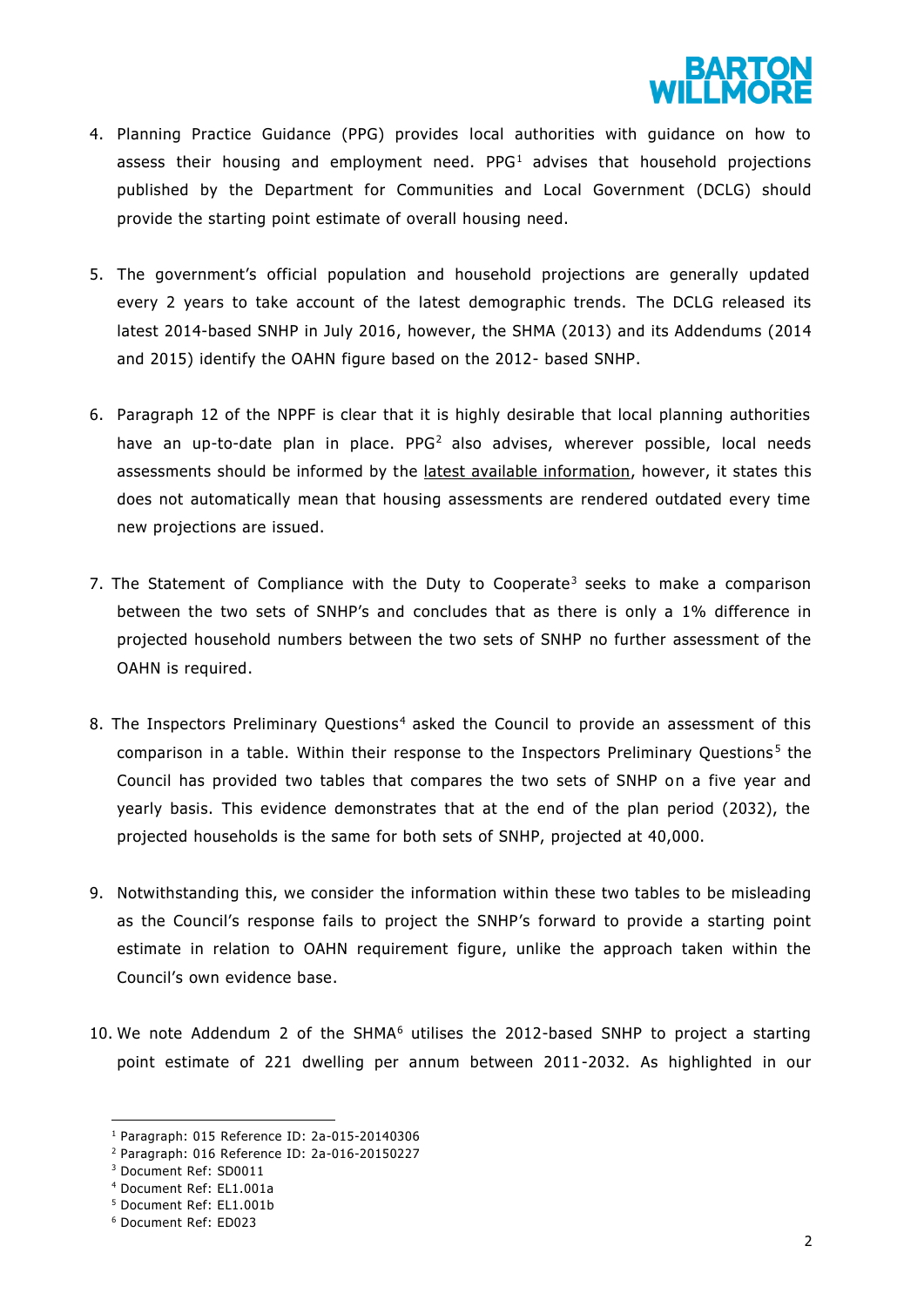4. Planning Practice Guidance (PPG) provides local authorities with guidance on how to assess their housing and employment need. PPG[1] advises that household projections published by the Department for Communities and Local Government (DCLG) should provide the starting point estimate of overall housing need.

5. The government's official population and household projections are generally updated every 2 years to take account of the latest demographic trends. The DCLG released its latest 2014-based SNHP in July 2016, however, the SHMA (2013) and its Addendums (2014 and 2015) identify the OAHN figure based on the 2012- based SNHP.

6. Paragraph 12 of the NPPF is clear that it is highly desirable that local planning authorities have an up-to-date plan in place. PPG[2] also advises, wherever possible, local needs assessments should be informed by the latest available information, however, it states this does not automatically mean that housing assessments are rendered outdated every time new projections are issued.

7. The Statement of Compliance with the Duty to Cooperate[3] seeks to make a comparison between the two sets of SNHP's and concludes that as there is only a 1% difference in projected household numbers between the two sets of SNHP no further assessment of the OAHN is required.

8. The Inspectors Preliminary Questions[4] asked the Council to provide an assessment of this comparison in a table. Within their response to the Inspectors Preliminary Questions[5] the Council has provided two tables that compares the two sets of SNHP on a five year and yearly basis. This evidence demonstrates that at the end of the plan period (2032), the projected households is the same for both sets of SNHP, projected at 40,000.

9. Notwithstanding this, we consider the information within these two tables to be misleading as the Council's response fails to project the SNHP's forward to provide a starting point estimate in relation to OAHN requirement figure, unlike the approach taken within the Council's own evidence base.

10. We note Addendum 2 of the SHMA[6] utilises the 2012-based SNHP to project a starting point estimate of 221 dwelling per annum between 2011-2032. As highlighted in our

---

[1] Paragraph: 015 Reference ID: 2a-015-20140306
[2] Paragraph: 016 Reference ID: 2a-016-20150227
[3] Document Ref: SD0011
[4] Document Ref: EL1.001a
[5] Document Ref: EL1.001b
[6] Document Ref: ED023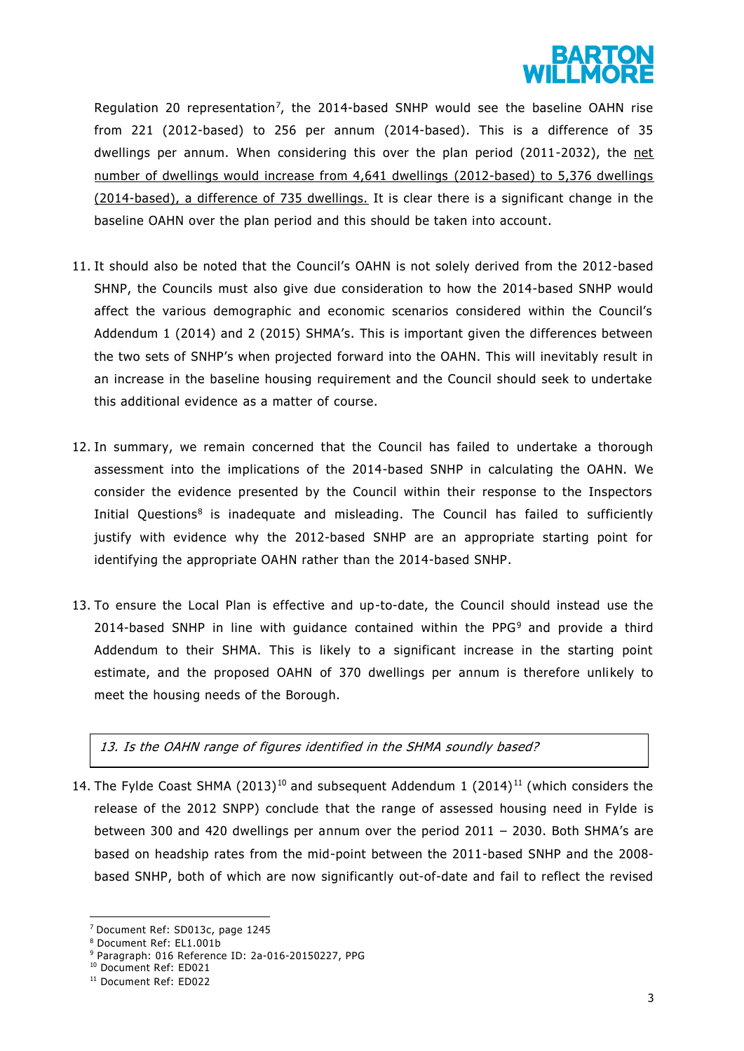Regulation 20 representation[7], the 2014-based SNHP would see the baseline OAHN rise from 221 (2012-based) to 256 per annum (2014-based). This is a difference of 35 dwellings per annum. When considering this over the plan period (2011-2032), the <u>net number of dwellings would increase from 4,641 dwellings (2012-based) to 5,376 dwellings (2014-based), a difference of 735 dwellings.</u> It is clear there is a significant change in the baseline OAHN over the plan period and this should be taken into account.

11. It should also be noted that the Council's OAHN is not solely derived from the 2012-based SHNP, the Councils must also give due consideration to how the 2014-based SNHP would affect the various demographic and economic scenarios considered within the Council's Addendum 1 (2014) and 2 (2015) SHMA's. This is important given the differences between the two sets of SNHP's when projected forward into the OAHN. This will inevitably result in an increase in the baseline housing requirement and the Council should seek to undertake this additional evidence as a matter of course.

12. In summary, we remain concerned that the Council has failed to undertake a thorough assessment into the implications of the 2014-based SNHP in calculating the OAHN. We consider the evidence presented by the Council within their response to the Inspectors Initial Questions[8] is inadequate and misleading. The Council has failed to sufficiently justify with evidence why the 2012-based SNHP are an appropriate starting point for identifying the appropriate OAHN rather than the 2014-based SNHP.

13. To ensure the Local Plan is effective and up-to-date, the Council should instead use the 2014-based SNHP in line with guidance contained within the PPG[9] and provide a third Addendum to their SHMA. This is likely to a significant increase in the starting point estimate, and the proposed OAHN of 370 dwellings per annum is therefore unlikely to meet the housing needs of the Borough.

*13. Is the OAHN range of figures identified in the SHMA soundly based?*

14. The Fylde Coast SHMA (2013)[10] and subsequent Addendum 1 (2014)[11] (which considers the release of the 2012 SNPP) conclude that the range of assessed housing need in Fylde is between 300 and 420 dwellings per annum over the period 2011 – 2030. Both SHMA's are based on headship rates from the mid-point between the 2011-based SNHP and the 2008-based SNHP, both of which are now significantly out-of-date and fail to reflect the revised

---

[7] Document Ref: SD013c, page 1245
[8] Document Ref: EL1.001b
[9] Paragraph: 016 Reference ID: 2a-016-20150227, PPG
[10] Document Ref: ED021
[11] Document Ref: ED022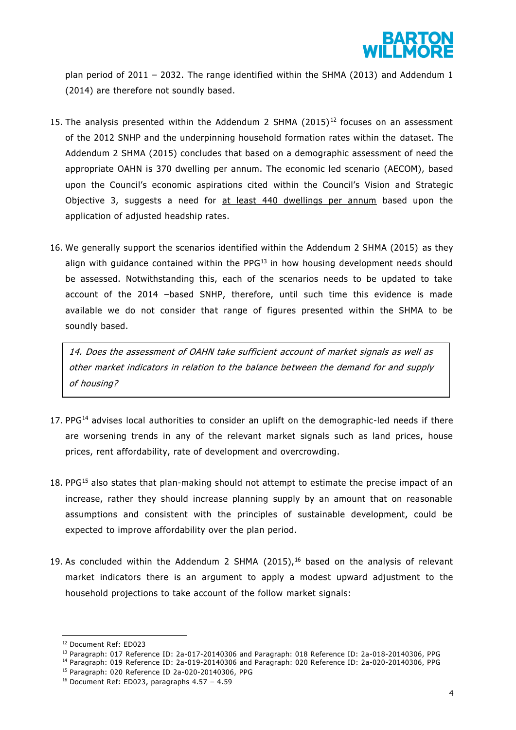plan period of 2011 – 2032. The range identified within the SHMA (2013) and Addendum 1 (2014) are therefore not soundly based.

15. The analysis presented within the Addendum 2 SHMA (2015)[12] focuses on an assessment of the 2012 SNHP and the underpinning household formation rates within the dataset. The Addendum 2 SHMA (2015) concludes that based on a demographic assessment of need the appropriate OAHN is 370 dwelling per annum. The economic led scenario (AECOM), based upon the Council's economic aspirations cited within the Council's Vision and Strategic Objective 3, suggests a need for <u>at least 440 dwellings per annum</u> based upon the application of adjusted headship rates.

16. We generally support the scenarios identified within the Addendum 2 SHMA (2015) as they align with guidance contained within the PPG[13] in how housing development needs should be assessed. Notwithstanding this, each of the scenarios needs to be updated to take account of the 2014 –based SNHP, therefore, until such time this evidence is made available we do not consider that range of figures presented within the SHMA to be soundly based.

> *14. Does the assessment of OAHN take sufficient account of market signals as well as other market indicators in relation to the balance between the demand for and supply of housing?*

17. PPG[14] advises local authorities to consider an uplift on the demographic-led needs if there are worsening trends in any of the relevant market signals such as land prices, house prices, rent affordability, rate of development and overcrowding.

18. PPG[15] also states that plan-making should not attempt to estimate the precise impact of an increase, rather they should increase planning supply by an amount that on reasonable assumptions and consistent with the principles of sustainable development, could be expected to improve affordability over the plan period.

19. As concluded within the Addendum 2 SHMA (2015),[16] based on the analysis of relevant market indicators there is an argument to apply a modest upward adjustment to the household projections to take account of the follow market signals:

---

[12] Document Ref: ED023

[13] Paragraph: 017 Reference ID: 2a-017-20140306 and Paragraph: 018 Reference ID: 2a-018-20140306, PPG

[14] Paragraph: 019 Reference ID: 2a-019-20140306 and Paragraph: 020 Reference ID: 2a-020-20140306, PPG

[15] Paragraph: 020 Reference ID 2a-020-20140306, PPG

[16] Document Ref: ED023, paragraphs 4.57 – 4.59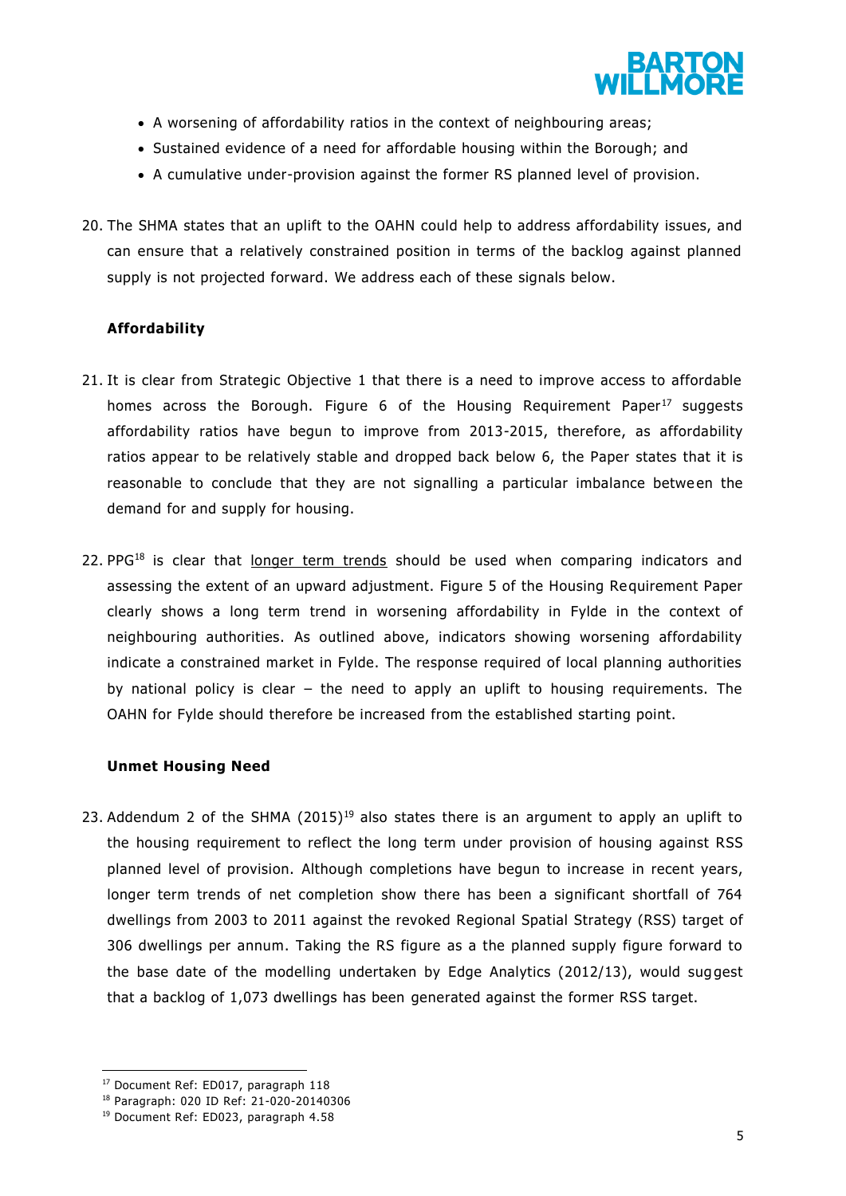- A worsening of affordability ratios in the context of neighbouring areas;
- Sustained evidence of a need for affordable housing within the Borough; and
- A cumulative under-provision against the former RS planned level of provision.

20. The SHMA states that an uplift to the OAHN could help to address affordability issues, and can ensure that a relatively constrained position in terms of the backlog against planned supply is not projected forward. We address each of these signals below.

**Affordability**

21. It is clear from Strategic Objective 1 that there is a need to improve access to affordable homes across the Borough. Figure 6 of the Housing Requirement Paper[17] suggests affordability ratios have begun to improve from 2013-2015, therefore, as affordability ratios appear to be relatively stable and dropped back below 6, the Paper states that it is reasonable to conclude that they are not signalling a particular imbalance between the demand for and supply for housing.

22. PPG[18] is clear that longer term trends should be used when comparing indicators and assessing the extent of an upward adjustment. Figure 5 of the Housing Requirement Paper clearly shows a long term trend in worsening affordability in Fylde in the context of neighbouring authorities. As outlined above, indicators showing worsening affordability indicate a constrained market in Fylde. The response required of local planning authorities by national policy is clear – the need to apply an uplift to housing requirements. The OAHN for Fylde should therefore be increased from the established starting point.

**Unmet Housing Need**

23. Addendum 2 of the SHMA (2015)[19] also states there is an argument to apply an uplift to the housing requirement to reflect the long term under provision of housing against RSS planned level of provision. Although completions have begun to increase in recent years, longer term trends of net completion show there has been a significant shortfall of 764 dwellings from 2003 to 2011 against the revoked Regional Spatial Strategy (RSS) target of 306 dwellings per annum. Taking the RS figure as a the planned supply figure forward to the base date of the modelling undertaken by Edge Analytics (2012/13), would suggest that a backlog of 1,073 dwellings has been generated against the former RSS target.

---

[17] Document Ref: ED017, paragraph 118

[18] Paragraph: 020 ID Ref: 21-020-20140306

[19] Document Ref: ED023, paragraph 4.58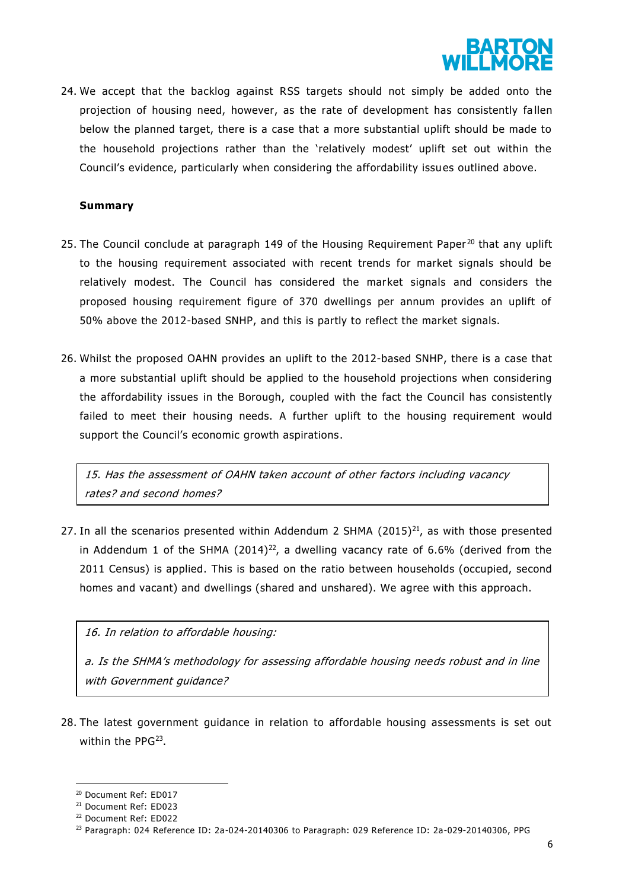24. We accept that the backlog against RSS targets should not simply be added onto the projection of housing need, however, as the rate of development has consistently fallen below the planned target, there is a case that a more substantial uplift should be made to the household projections rather than the 'relatively modest' uplift set out within the Council's evidence, particularly when considering the affordability issues outlined above.

**Summary**

25. The Council conclude at paragraph 149 of the Housing Requirement Paper[20] that any uplift to the housing requirement associated with recent trends for market signals should be relatively modest. The Council has considered the market signals and considers the proposed housing requirement figure of 370 dwellings per annum provides an uplift of 50% above the 2012-based SNHP, and this is partly to reflect the market signals.

26. Whilst the proposed OAHN provides an uplift to the 2012-based SNHP, there is a case that a more substantial uplift should be applied to the household projections when considering the affordability issues in the Borough, coupled with the fact the Council has consistently failed to meet their housing needs. A further uplift to the housing requirement would support the Council's economic growth aspirations.

*15. Has the assessment of OAHN taken account of other factors including vacancy rates? and second homes?*

27. In all the scenarios presented within Addendum 2 SHMA (2015)[21], as with those presented in Addendum 1 of the SHMA (2014)[22], a dwelling vacancy rate of 6.6% (derived from the 2011 Census) is applied. This is based on the ratio between households (occupied, second homes and vacant) and dwellings (shared and unshared). We agree with this approach.

*16. In relation to affordable housing:*

*a. Is the SHMA's methodology for assessing affordable housing needs robust and in line with Government guidance?*

28. The latest government guidance in relation to affordable housing assessments is set out within the PPG[23].

---

[20] Document Ref: ED017

[21] Document Ref: ED023

[22] Document Ref: ED022

[23] Paragraph: 024 Reference ID: 2a-024-20140306 to Paragraph: 029 Reference ID: 2a-029-20140306, PPG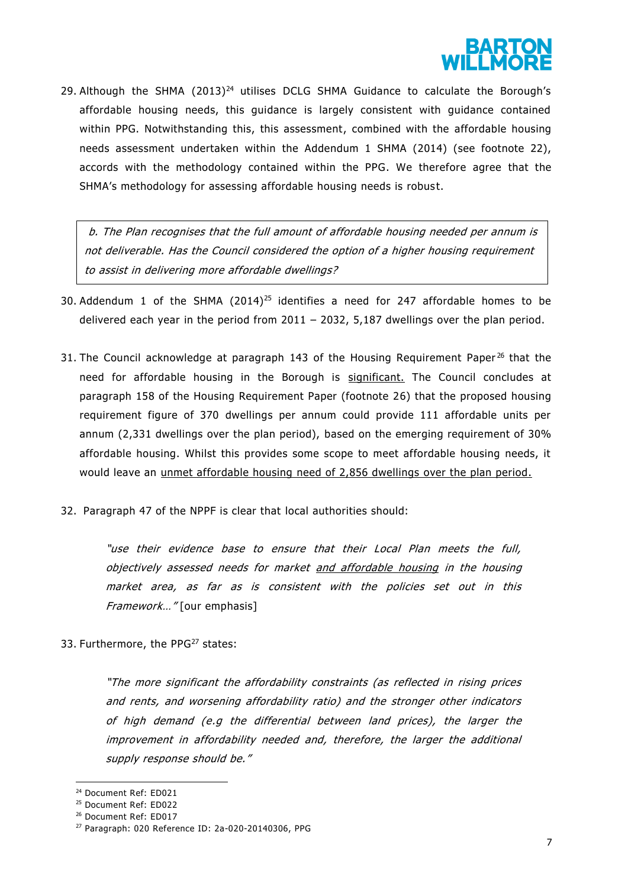29. Although the SHMA (2013)[24] utilises DCLG SHMA Guidance to calculate the Borough's affordable housing needs, this guidance is largely consistent with guidance contained within PPG. Notwithstanding this, this assessment, combined with the affordable housing needs assessment undertaken within the Addendum 1 SHMA (2014) (see footnote 22), accords with the methodology contained within the PPG. We therefore agree that the SHMA's methodology for assessing affordable housing needs is robust.

> *b. The Plan recognises that the full amount of affordable housing needed per annum is not deliverable. Has the Council considered the option of a higher housing requirement to assist in delivering more affordable dwellings?*

30. Addendum 1 of the SHMA (2014)[25] identifies a need for 247 affordable homes to be delivered each year in the period from 2011 – 2032, 5,187 dwellings over the plan period.

31. The Council acknowledge at paragraph 143 of the Housing Requirement Paper[26] that the need for affordable housing in the Borough is <u>significant.</u> The Council concludes at paragraph 158 of the Housing Requirement Paper (footnote 26) that the proposed housing requirement figure of 370 dwellings per annum could provide 111 affordable units per annum (2,331 dwellings over the plan period), based on the emerging requirement of 30% affordable housing. Whilst this provides some scope to meet affordable housing needs, it would leave an <u>unmet affordable housing need of 2,856 dwellings over the plan period.</u>

32. Paragraph 47 of the NPPF is clear that local authorities should:

    *"use their evidence base to ensure that their Local Plan meets the full, objectively assessed needs for market <u>and affordable housing</u> in the housing market area, as far as is consistent with the policies set out in this Framework…"* [our emphasis]

33. Furthermore, the PPG[27] states:

    *"The more significant the affordability constraints (as reflected in rising prices and rents, and worsening affordability ratio) and the stronger other indicators of high demand (e.g the differential between land prices), the larger the improvement in affordability needed and, therefore, the larger the additional supply response should be."*

---

[24] Document Ref: ED021
[25] Document Ref: ED022
[26] Document Ref: ED017
[27] Paragraph: 020 Reference ID: 2a-020-20140306, PPG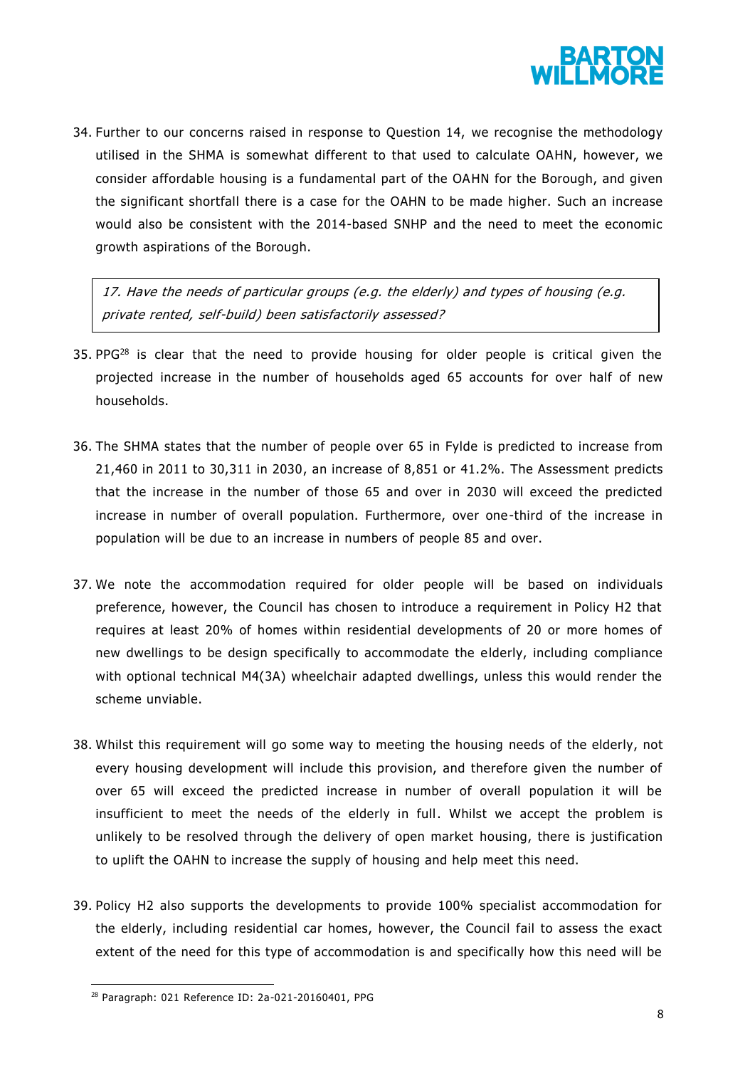34. Further to our concerns raised in response to Question 14, we recognise the methodology utilised in the SHMA is somewhat different to that used to calculate OAHN, however, we consider affordable housing is a fundamental part of the OAHN for the Borough, and given the significant shortfall there is a case for the OAHN to be made higher. Such an increase would also be consistent with the 2014-based SNHP and the need to meet the economic growth aspirations of the Borough.

> *17. Have the needs of particular groups (e.g. the elderly) and types of housing (e.g. private rented, self-build) been satisfactorily assessed?*

35. PPG[28] is clear that the need to provide housing for older people is critical given the projected increase in the number of households aged 65 accounts for over half of new households.

36. The SHMA states that the number of people over 65 in Fylde is predicted to increase from 21,460 in 2011 to 30,311 in 2030, an increase of 8,851 or 41.2%. The Assessment predicts that the increase in the number of those 65 and over in 2030 will exceed the predicted increase in number of overall population. Furthermore, over one-third of the increase in population will be due to an increase in numbers of people 85 and over.

37. We note the accommodation required for older people will be based on individuals preference, however, the Council has chosen to introduce a requirement in Policy H2 that requires at least 20% of homes within residential developments of 20 or more homes of new dwellings to be design specifically to accommodate the elderly, including compliance with optional technical M4(3A) wheelchair adapted dwellings, unless this would render the scheme unviable.

38. Whilst this requirement will go some way to meeting the housing needs of the elderly, not every housing development will include this provision, and therefore given the number of over 65 will exceed the predicted increase in number of overall population it will be insufficient to meet the needs of the elderly in full. Whilst we accept the problem is unlikely to be resolved through the delivery of open market housing, there is justification to uplift the OAHN to increase the supply of housing and help meet this need.

39. Policy H2 also supports the developments to provide 100% specialist accommodation for the elderly, including residential car homes, however, the Council fail to assess the exact extent of the need for this type of accommodation is and specifically how this need will be

[28] Paragraph: 021 Reference ID: 2a-021-20160401, PPG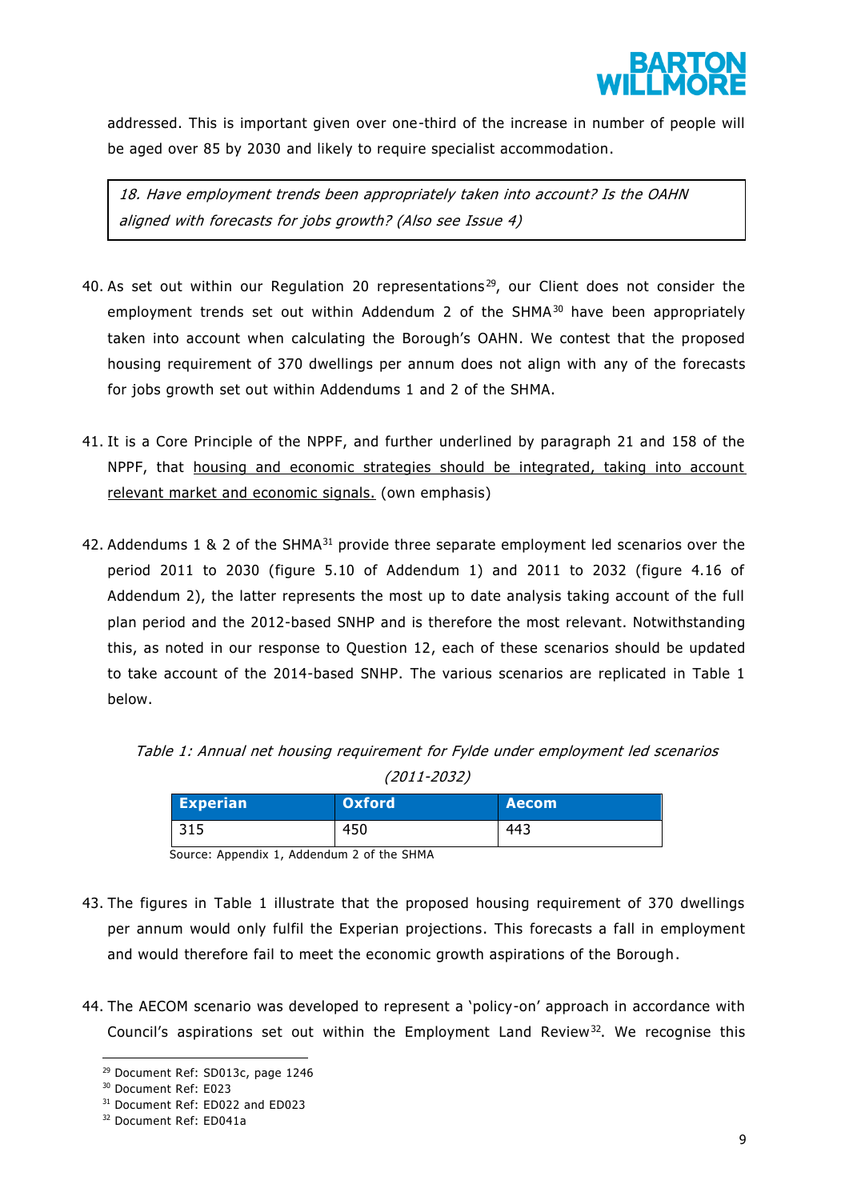addressed. This is important given over one-third of the increase in number of people will be aged over 85 by 2030 and likely to require specialist accommodation.

> *18. Have employment trends been appropriately taken into account? Is the OAHN aligned with forecasts for jobs growth? (Also see Issue 4)*

40. As set out within our Regulation 20 representations[29], our Client does not consider the employment trends set out within Addendum 2 of the SHMA[30] have been appropriately taken into account when calculating the Borough's OAHN. We contest that the proposed housing requirement of 370 dwellings per annum does not align with any of the forecasts for jobs growth set out within Addendums 1 and 2 of the SHMA.

41. It is a Core Principle of the NPPF, and further underlined by paragraph 21 and 158 of the NPPF, that <u>housing and economic strategies should be integrated, taking into account relevant market and economic signals.</u> (own emphasis)

42. Addendums 1 & 2 of the SHMA[31] provide three separate employment led scenarios over the period 2011 to 2030 (figure 5.10 of Addendum 1) and 2011 to 2032 (figure 4.16 of Addendum 2), the latter represents the most up to date analysis taking account of the full plan period and the 2012-based SNHP and is therefore the most relevant. Notwithstanding this, as noted in our response to Question 12, each of these scenarios should be updated to take account of the 2014-based SNHP. The various scenarios are replicated in Table 1 below.

*Table 1: Annual net housing requirement for Fylde under employment led scenarios (2011-2032)*

| Experian | Oxford | Aecom |
|---|---|---|
| 315 | 450 | 443 |

Source: Appendix 1, Addendum 2 of the SHMA

43. The figures in Table 1 illustrate that the proposed housing requirement of 370 dwellings per annum would only fulfil the Experian projections. This forecasts a fall in employment and would therefore fail to meet the economic growth aspirations of the Borough.

44. The AECOM scenario was developed to represent a 'policy-on' approach in accordance with Council's aspirations set out within the Employment Land Review[32]. We recognise this

---

[29] Document Ref: SD013c, page 1246
[30] Document Ref: E023
[31] Document Ref: ED022 and ED023
[32] Document Ref: ED041a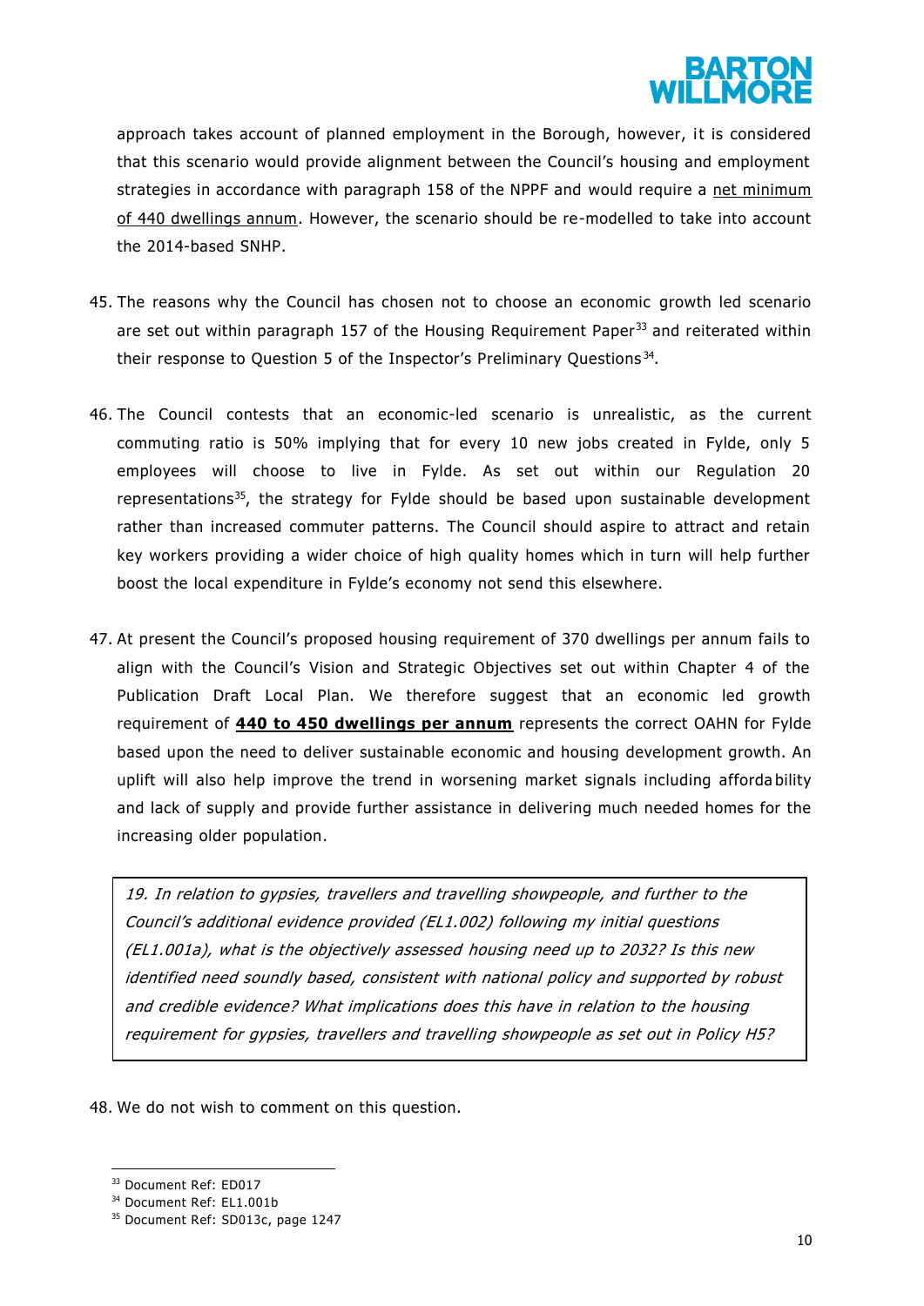approach takes account of planned employment in the Borough, however, it is considered that this scenario would provide alignment between the Council's housing and employment strategies in accordance with paragraph 158 of the NPPF and would require a <u>net minimum of 440 dwellings annum</u>. However, the scenario should be re-modelled to take into account the 2014-based SNHP.

45. The reasons why the Council has chosen not to choose an economic growth led scenario are set out within paragraph 157 of the Housing Requirement Paper[33] and reiterated within their response to Question 5 of the Inspector's Preliminary Questions[34].

46. The Council contests that an economic-led scenario is unrealistic, as the current commuting ratio is 50% implying that for every 10 new jobs created in Fylde, only 5 employees will choose to live in Fylde. As set out within our Regulation 20 representations[35], the strategy for Fylde should be based upon sustainable development rather than increased commuter patterns. The Council should aspire to attract and retain key workers providing a wider choice of high quality homes which in turn will help further boost the local expenditure in Fylde's economy not send this elsewhere.

47. At present the Council's proposed housing requirement of 370 dwellings per annum fails to align with the Council's Vision and Strategic Objectives set out within Chapter 4 of the Publication Draft Local Plan. We therefore suggest that an economic led growth requirement of **<u>440 to 450 dwellings per annum</u>** represents the correct OAHN for Fylde based upon the need to deliver sustainable economic and housing development growth. An uplift will also help improve the trend in worsening market signals including affordability and lack of supply and provide further assistance in delivering much needed homes for the increasing older population.

> *19. In relation to gypsies, travellers and travelling showpeople, and further to the Council's additional evidence provided (EL1.002) following my initial questions (EL1.001a), what is the objectively assessed housing need up to 2032? Is this new identified need soundly based, consistent with national policy and supported by robust and credible evidence? What implications does this have in relation to the housing requirement for gypsies, travellers and travelling showpeople as set out in Policy H5?*

48. We do not wish to comment on this question.

---

[33] Document Ref: ED017
[34] Document Ref: EL1.001b
[35] Document Ref: SD013c, page 1247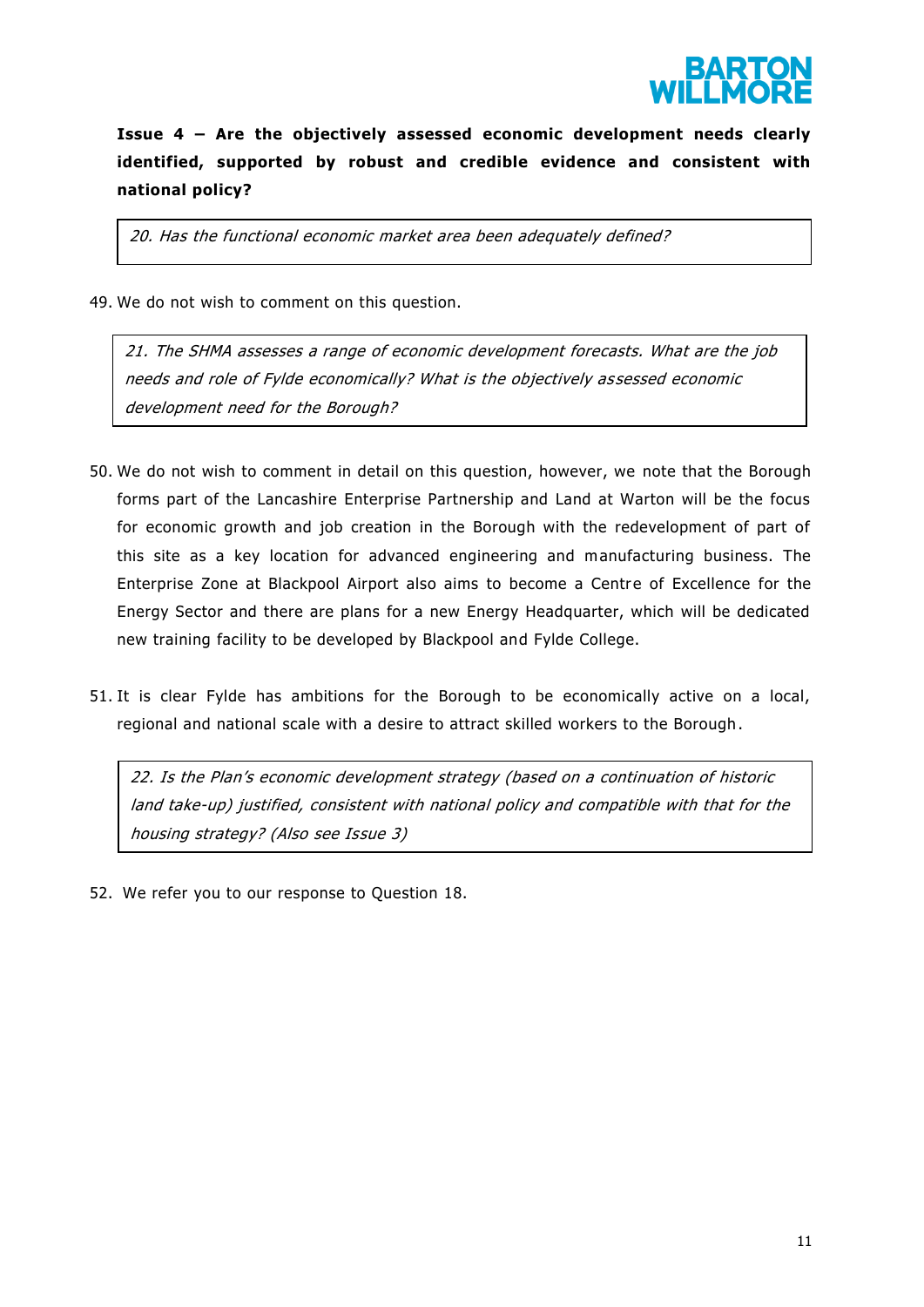**Issue 4 – Are the objectively assessed economic development needs clearly identified, supported by robust and credible evidence and consistent with national policy?**

> *20. Has the functional economic market area been adequately defined?*

49. We do not wish to comment on this question.

> *21. The SHMA assesses a range of economic development forecasts. What are the job needs and role of Fylde economically? What is the objectively assessed economic development need for the Borough?*

50. We do not wish to comment in detail on this question, however, we note that the Borough forms part of the Lancashire Enterprise Partnership and Land at Warton will be the focus for economic growth and job creation in the Borough with the redevelopment of part of this site as a key location for advanced engineering and manufacturing business. The Enterprise Zone at Blackpool Airport also aims to become a Centre of Excellence for the Energy Sector and there are plans for a new Energy Headquarter, which will be dedicated new training facility to be developed by Blackpool and Fylde College.

51. It is clear Fylde has ambitions for the Borough to be economically active on a local, regional and national scale with a desire to attract skilled workers to the Borough.

> *22. Is the Plan's economic development strategy (based on a continuation of historic land take-up) justified, consistent with national policy and compatible with that for the housing strategy? (Also see Issue 3)*

52. We refer you to our response to Question 18.